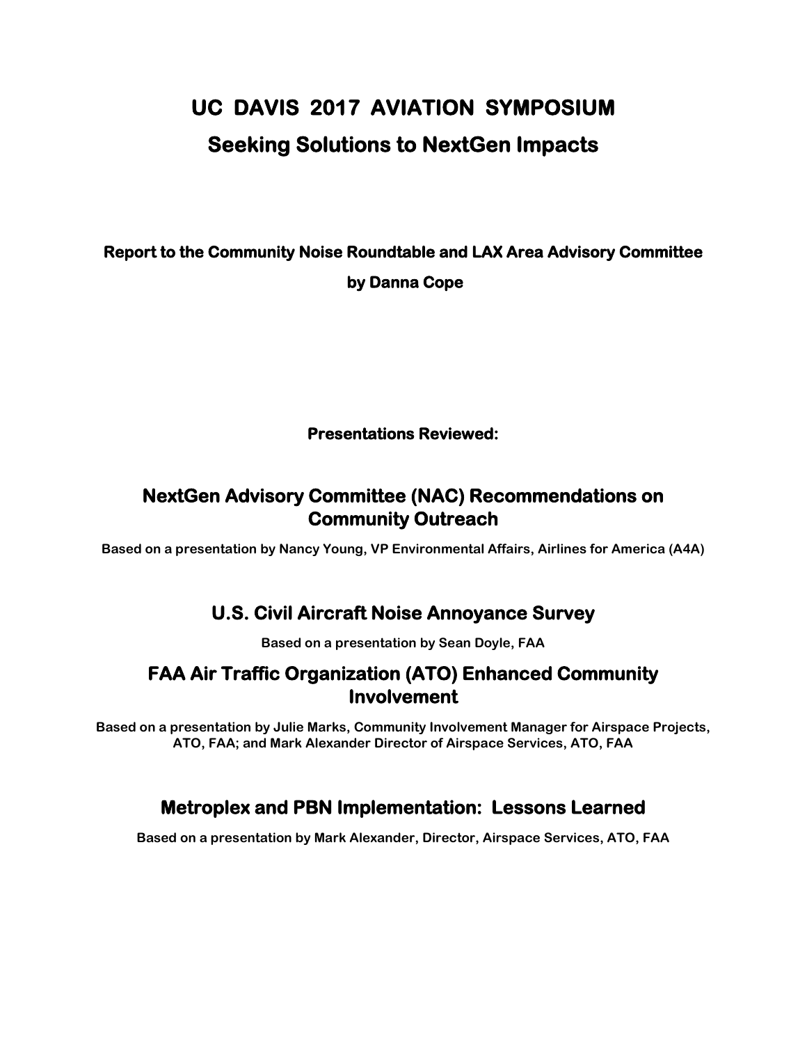# UC DAVIS 2017 AVIATION SYMPOSIUM

# Seeking Solutions to NextGen Impacts

**Report to the Community Noise Roundtable and LAX Area Advisory Committee**

**by Danna Cope**

**Presentations Reviewed:**

## NextGen Advisory Committee (NAC) Recommendations on Community Outreach

**Based on a presentation by Nancy Young, VP Environmental Affairs, Airlines for America (A4A)**

## U.S. Civil Aircraft Noise Annoyance Survey

**Based on a presentation by Sean Doyle, FAA**

## FAA Air Traffic Organization (ATO) Enhanced Community Involvement

**Based on a presentation by Julie Marks, Community Involvement Manager for Airspace Projects, ATO, FAA; and Mark Alexander Director of Airspace Services, ATO, FAA**

## Metroplex and PBN Implementation: Lessons Learned

**Based on a presentation by Mark Alexander, Director, Airspace Services, ATO, FAA**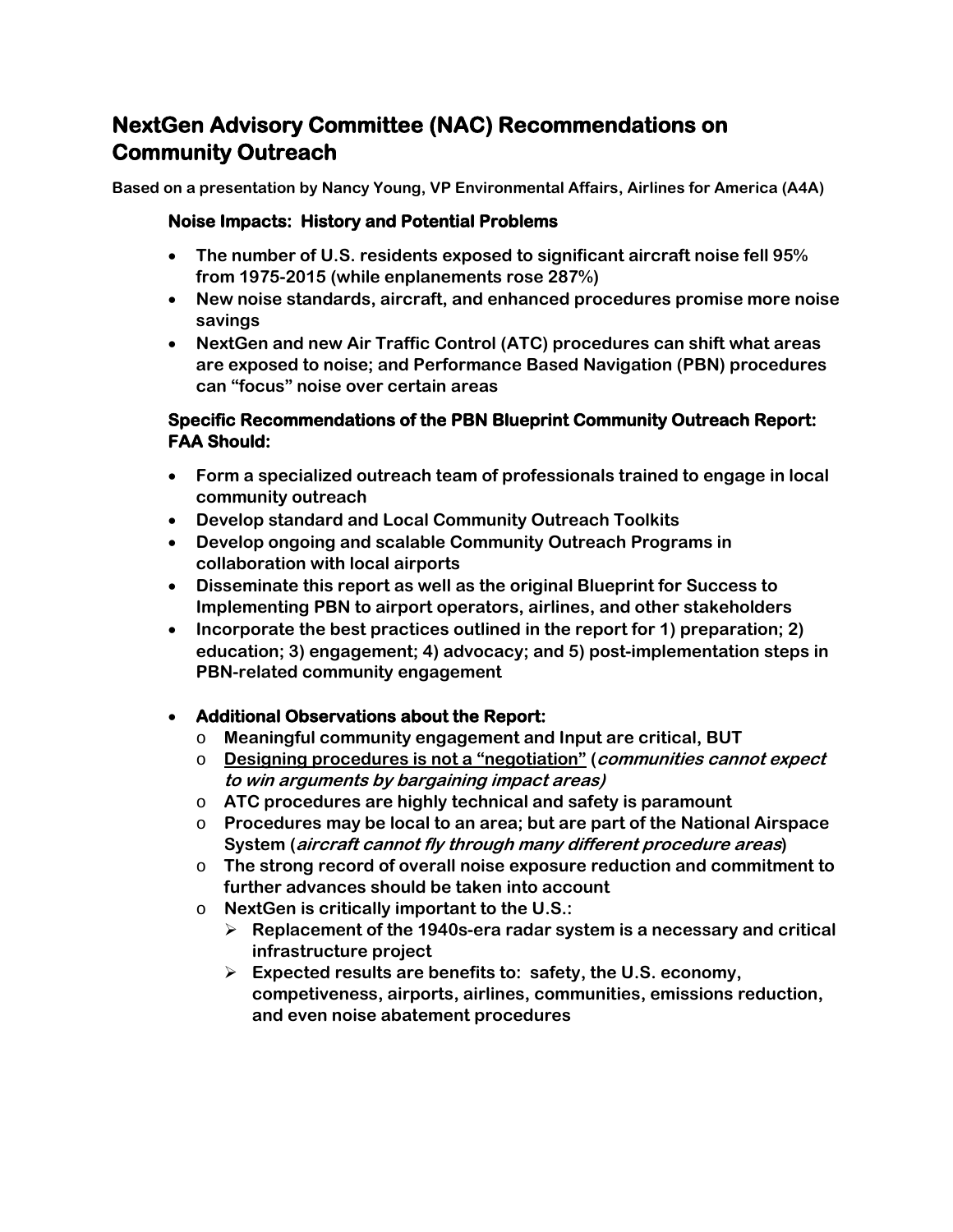# NextGen Advisory Committee (NAC) Recommendations on Community Outreach

**Based on a presentation by Nancy Young, VP Environmental Affairs, Airlines for America (A4A)**

### Noise Impacts: History and Potential Problems

- **The number of U.S. residents exposed to significant aircraft noise fell 95% from 1975-2015 (while enplanements rose 287%)**
- **New noise standards, aircraft, and enhanced procedures promise more noise savings**
- **NextGen and new Air Traffic Control (ATC) procedures can shift what areas are exposed to noise; and Performance Based Navigation (PBN) procedures can "focus" noise over certain areas**

### Specific Recommendations of the PBN Blueprint Community Outreach Report: FAA Should:

- **Form a specialized outreach team of professionals trained to engage in local community outreach**
- **Develop standard and Local Community Outreach Toolkits**
- **Develop ongoing and scalable Community Outreach Programs in collaboration with local airports**
- **Disseminate this report as well as the original Blueprint for Success to Implementing PBN to airport operators, airlines, and other stakeholders**
- **Incorporate the best practices outlined in the report for 1) preparation; 2) education; 3) engagement; 4) advocacy; and 5) post-implementation steps in PBN-related community engagement**

- **Additional Observations about the Report:**
  - **Meaningful community engagement and Input are critical, BUT**
  - **<u>Designing procedures is not a "negotiation"</u> (*communities cannot expect to win arguments by bargaining impact areas)*)**
  - **ATC procedures are highly technical and safety is paramount**
  - **Procedures may be local to an area; but are part of the National Airspace System (*aircraft cannot fly through many different procedure areas*)**
  - **The strong record of overall noise exposure reduction and commitment to further advances should be taken into account**
  - **NextGen is critically important to the U.S.:**
    - **Replacement of the 1940s-era radar system is a necessary and critical infrastructure project**
    - **Expected results are benefits to: safety, the U.S. economy, competiveness, airports, airlines, communities, emissions reduction, and even noise abatement procedures**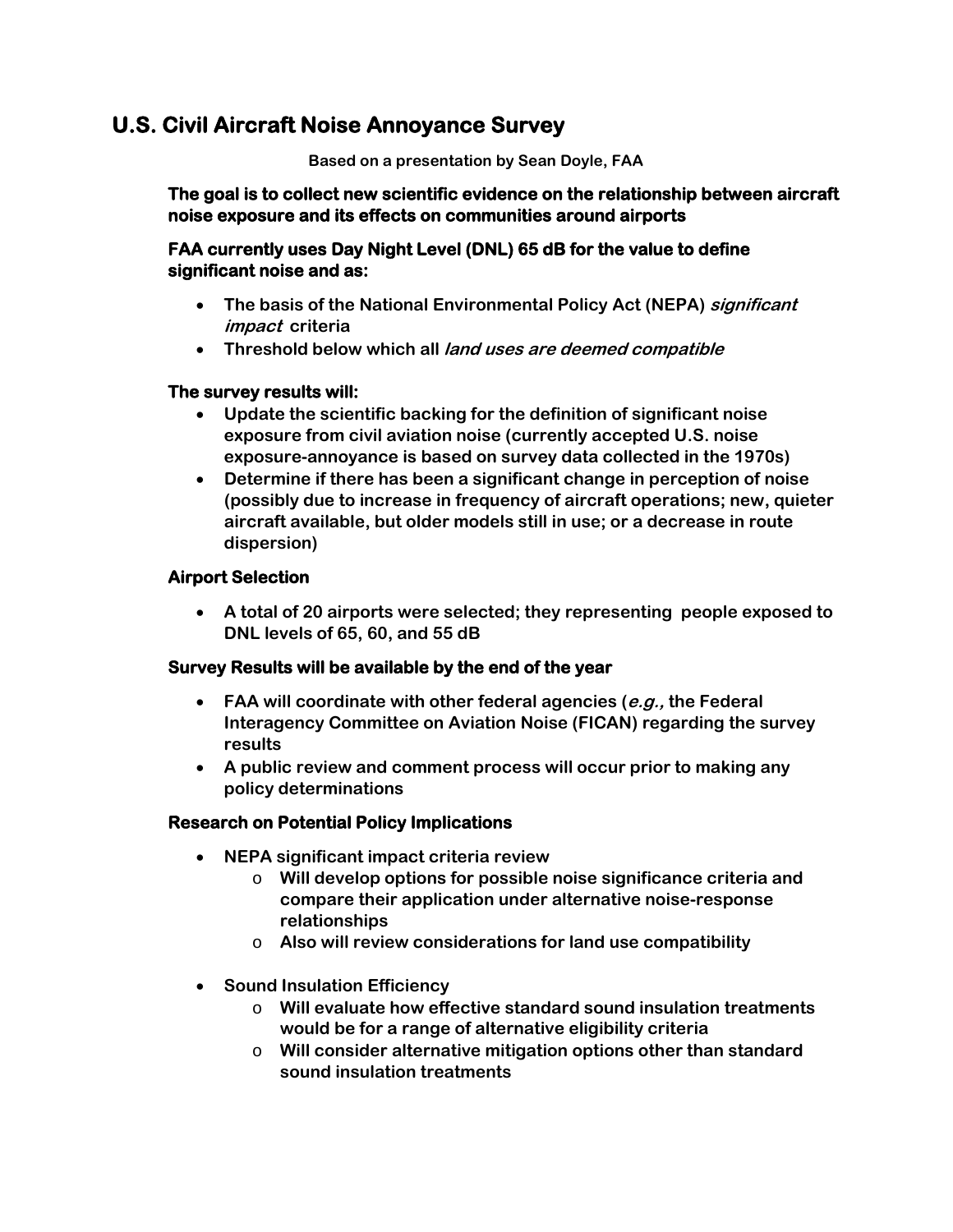## U.S. Civil Aircraft Noise Annoyance Survey

**Based on a presentation by Sean Doyle, FAA**

**The goal is to collect new scientific evidence on the relationship between aircraft noise exposure and its effects on communities around airports**

**FAA currently uses Day Night Level (DNL) 65 dB for the value to define significant noise and as:**

- **The basis of the National Environmental Policy Act (NEPA) *significant impact* criteria**
- **Threshold below which all *land uses are deemed compatible***

**The survey results will:**

- **Update the scientific backing for the definition of significant noise exposure from civil aviation noise (currently accepted U.S. noise exposure-annoyance is based on survey data collected in the 1970s)**
- **Determine if there has been a significant change in perception of noise (possibly due to increase in frequency of aircraft operations; new, quieter aircraft available, but older models still in use; or a decrease in route dispersion)**

**Airport Selection**

- **A total of 20 airports were selected; they representing people exposed to DNL levels of 65, 60, and 55 dB**

**Survey Results will be available by the end of the year**

- **FAA will coordinate with other federal agencies (*e.g.,* the Federal Interagency Committee on Aviation Noise (FICAN) regarding the survey results**
- **A public review and comment process will occur prior to making any policy determinations**

**Research on Potential Policy Implications**

- **NEPA significant impact criteria review**
  - **Will develop options for possible noise significance criteria and compare their application under alternative noise-response relationships**
  - **Also will review considerations for land use compatibility**
- **Sound Insulation Efficiency**
  - **Will evaluate how effective standard sound insulation treatments would be for a range of alternative eligibility criteria**
  - **Will consider alternative mitigation options other than standard sound insulation treatments**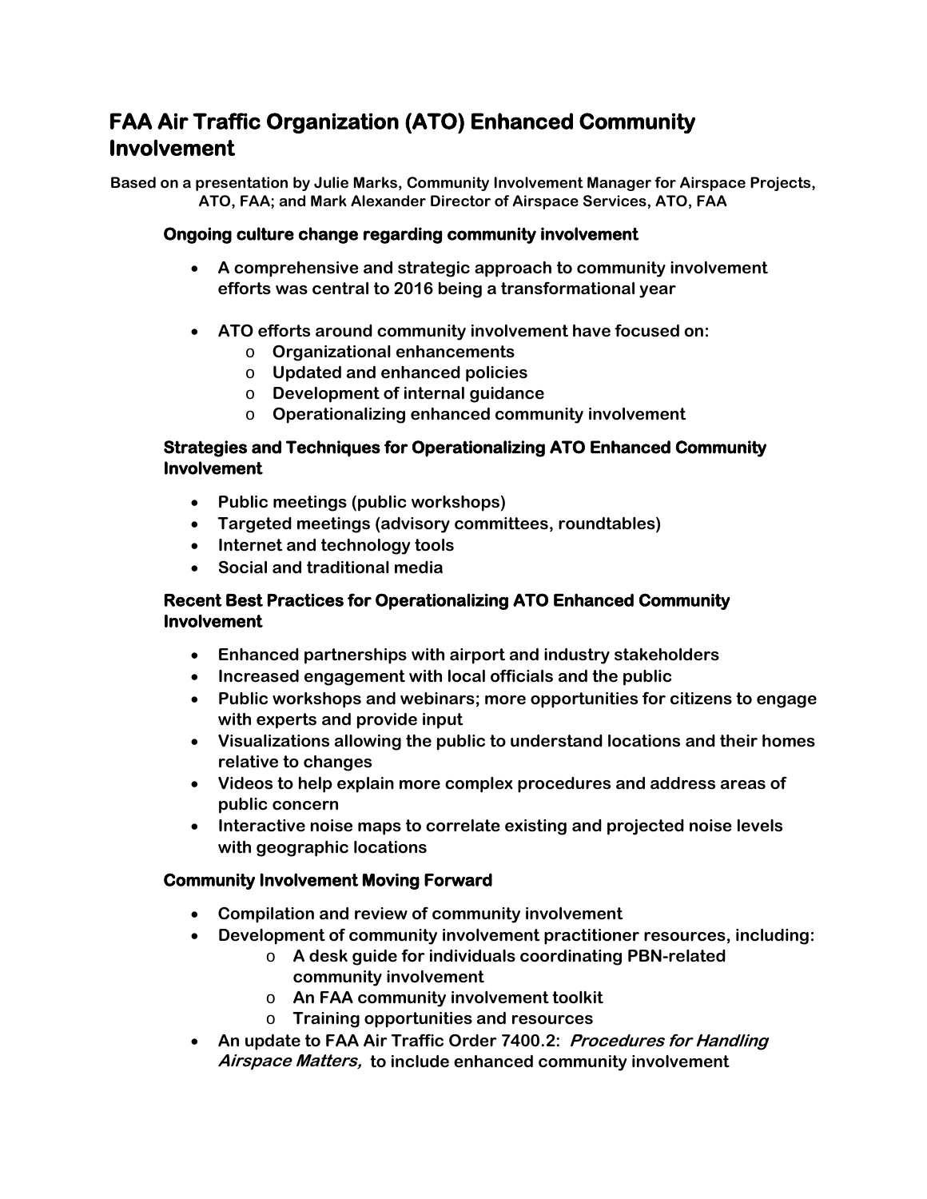# FAA Air Traffic Organization (ATO) Enhanced Community Involvement

**Based on a presentation by Julie Marks, Community Involvement Manager for Airspace Projects, ATO, FAA; and Mark Alexander Director of Airspace Services, ATO, FAA**

### Ongoing culture change regarding community involvement

- **A comprehensive and strategic approach to community involvement efforts was central to 2016 being a transformational year**
- **ATO efforts around community involvement have focused on:**
  - **Organizational enhancements**
  - **Updated and enhanced policies**
  - **Development of internal guidance**
  - **Operationalizing enhanced community involvement**

### Strategies and Techniques for Operationalizing ATO Enhanced Community Involvement

- **Public meetings (public workshops)**
- **Targeted meetings (advisory committees, roundtables)**
- **Internet and technology tools**
- **Social and traditional media**

### Recent Best Practices for Operationalizing ATO Enhanced Community Involvement

- **Enhanced partnerships with airport and industry stakeholders**
- **Increased engagement with local officials and the public**
- **Public workshops and webinars; more opportunities for citizens to engage with experts and provide input**
- **Visualizations allowing the public to understand locations and their homes relative to changes**
- **Videos to help explain more complex procedures and address areas of public concern**
- **Interactive noise maps to correlate existing and projected noise levels with geographic locations**

### Community Involvement Moving Forward

- **Compilation and review of community involvement**
- **Development of community involvement practitioner resources, including:**
  - **A desk guide for individuals coordinating PBN-related community involvement**
  - **An FAA community involvement toolkit**
  - **Training opportunities and resources**
- **An update to FAA Air Traffic Order 7400.2: *Procedures for Handling Airspace Matters,* to include enhanced community involvement**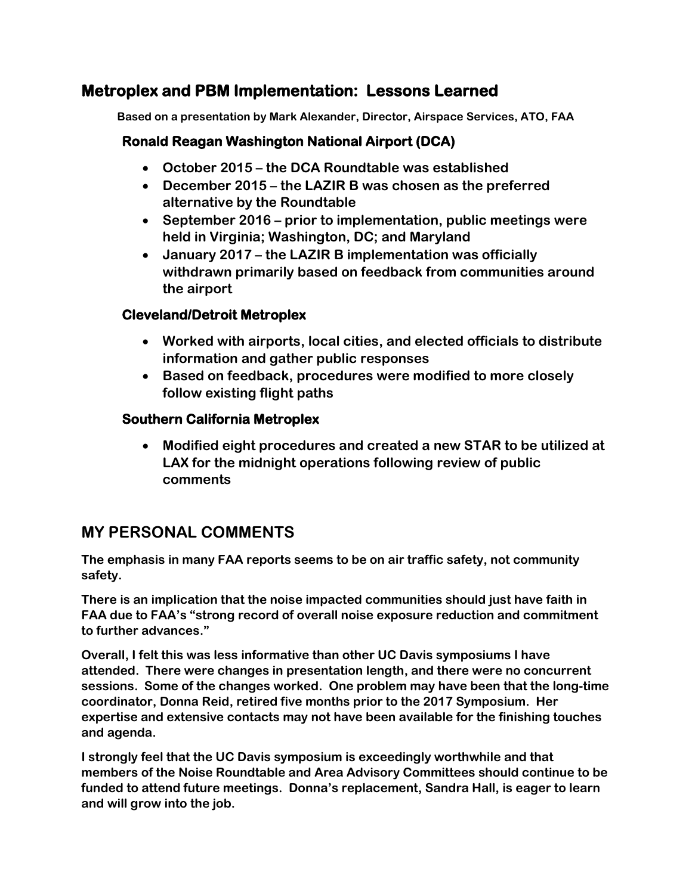## Metroplex and PBM Implementation: Lessons Learned

**Based on a presentation by Mark Alexander, Director, Airspace Services, ATO, FAA**

### Ronald Reagan Washington National Airport (DCA)

- **October 2015 – the DCA Roundtable was established**
- **December 2015 – the LAZIR B was chosen as the preferred alternative by the Roundtable**
- **September 2016 – prior to implementation, public meetings were held in Virginia; Washington, DC; and Maryland**
- **January 2017 – the LAZIR B implementation was officially withdrawn primarily based on feedback from communities around the airport**

### Cleveland/Detroit Metroplex

- **Worked with airports, local cities, and elected officials to distribute information and gather public responses**
- **Based on feedback, procedures were modified to more closely follow existing flight paths**

### Southern California Metroplex

- **Modified eight procedures and created a new STAR to be utilized at LAX for the midnight operations following review of public comments**

## MY PERSONAL COMMENTS

**The emphasis in many FAA reports seems to be on air traffic safety, not community safety.**

**There is an implication that the noise impacted communities should just have faith in FAA due to FAA's "strong record of overall noise exposure reduction and commitment to further advances."**

**Overall, I felt this was less informative than other UC Davis symposiums I have attended. There were changes in presentation length, and there were no concurrent sessions. Some of the changes worked. One problem may have been that the long-time coordinator, Donna Reid, retired five months prior to the 2017 Symposium. Her expertise and extensive contacts may not have been available for the finishing touches and agenda.**

**I strongly feel that the UC Davis symposium is exceedingly worthwhile and that members of the Noise Roundtable and Area Advisory Committees should continue to be funded to attend future meetings. Donna's replacement, Sandra Hall, is eager to learn and will grow into the job.**